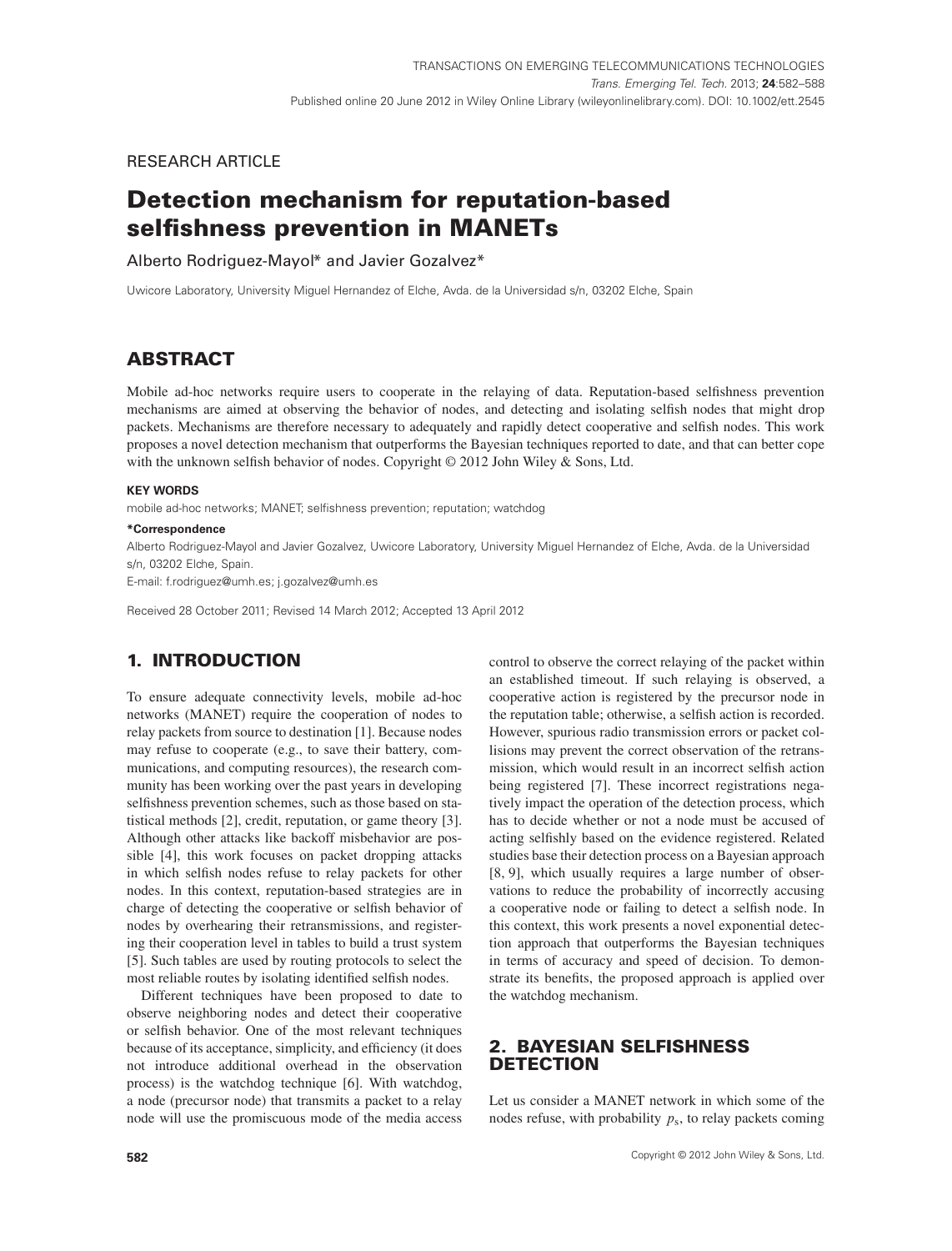RESEARCH ARTICLE

# Detection mechanism for reputation-based selfishness prevention in MANETs

Alberto Rodriguez-Mayol* and Javier Gozalvez*

Uwicore Laboratory, University Miguel Hernandez of Elche, Avda. de la Universidad s/n, 03202 Elche, Spain

## ABSTRACT

Mobile ad-hoc networks require users to cooperate in the relaying of data. Reputation-based selfishness prevention mechanisms are aimed at observing the behavior of nodes, and detecting and isolating selfish nodes that might drop packets. Mechanisms are therefore necessary to adequately and rapidly detect cooperative and selfish nodes. This work proposes a novel detection mechanism that outperforms the Bayesian techniques reported to date, and that can better cope with the unknown selfish behavior of nodes. Copyright © 2012 John Wiley & Sons, Ltd.

**KEY WORDS**

mobile ad-hoc networks; MANET; selfishness prevention; reputation; watchdog

**\*Correspondence**

Alberto Rodriguez-Mayol and Javier Gozalvez, Uwicore Laboratory, University Miguel Hernandez of Elche, Avda. de la Universidad s/n, 03202 Elche, Spain.

E-mail: f.rodriguez@umh.es; j.gozalvez@umh.es

Received 28 October 2011; Revised 14 March 2012; Accepted 13 April 2012

## 1. INTRODUCTION

To ensure adequate connectivity levels, mobile ad-hoc networks (MANET) require the cooperation of nodes to relay packets from source to destination [1]. Because nodes may refuse to cooperate (e.g., to save their battery, communications, and computing resources), the research community has been working over the past years in developing selfishness prevention schemes, such as those based on statistical methods [2], credit, reputation, or game theory [3]. Although other attacks like backoff misbehavior are possible [4], this work focuses on packet dropping attacks in which selfish nodes refuse to relay packets for other nodes. In this context, reputation-based strategies are in charge of detecting the cooperative or selfish behavior of nodes by overhearing their retransmissions, and registering their cooperation level in tables to build a trust system [5]. Such tables are used by routing protocols to select the most reliable routes by isolating identified selfish nodes.

Different techniques have been proposed to date to observe neighboring nodes and detect their cooperative or selfish behavior. One of the most relevant techniques because of its acceptance, simplicity, and efficiency (it does not introduce additional overhead in the observation process) is the watchdog technique [6]. With watchdog, a node (precursor node) that transmits a packet to a relay node will use the promiscuous mode of the media access control to observe the correct relaying of the packet within an established timeout. If such relaying is observed, a cooperative action is registered by the precursor node in the reputation table; otherwise, a selfish action is recorded. However, spurious radio transmission errors or packet collisions may prevent the correct observation of the retransmission, which would result in an incorrect selfish action being registered [7]. These incorrect registrations negatively impact the operation of the detection process, which has to decide whether or not a node must be accused of acting selfishly based on the evidence registered. Related studies base their detection process on a Bayesian approach [8, 9], which usually requires a large number of observations to reduce the probability of incorrectly accusing a cooperative node or failing to detect a selfish node. In this context, this work presents a novel exponential detection approach that outperforms the Bayesian techniques in terms of accuracy and speed of decision. To demonstrate its benefits, the proposed approach is applied over the watchdog mechanism.

## 2. BAYESIAN SELFISHNESS DETECTION

Let us consider a MANET network in which some of the nodes refuse, with probability $p_s$, to relay packets coming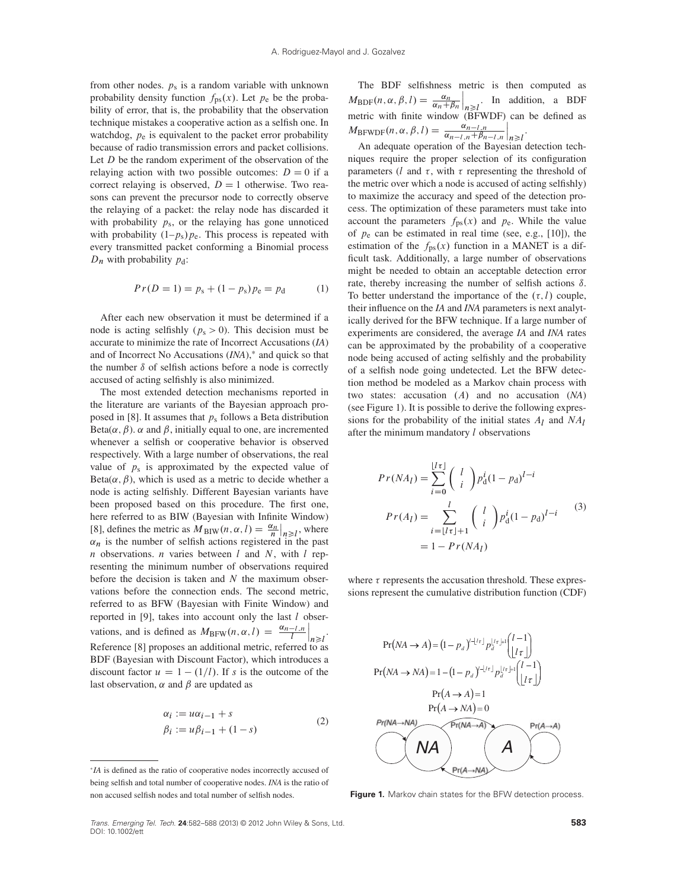from other nodes. $p_s$ is a random variable with unknown probability density function $f_{ps}(x)$. Let $p_e$ be the probability of error, that is, the probability that the observation technique mistakes a cooperative action as a selfish one. In watchdog, $p_e$ is equivalent to the packet error probability because of radio transmission errors and packet collisions. Let $D$ be the random experiment of the observation of the relaying action with two possible outcomes: $D = 0$ if a correct relaying is observed, $D = 1$ otherwise. Two reasons can prevent the precursor node to correctly observe the relaying of a packet: the relay node has discarded it with probability $p_s$, or the relaying has gone unnoticed with probability $(1-p_s)p_e$. This process is repeated with every transmitted packet conforming a Binomial process $D_n$ with probability $p_d$:

$$Pr(D = 1) = p_s + (1 - p_s)p_e = p_d \tag{1}$$

After each new observation it must be determined if a node is acting selfishly ($p_s > 0$). This decision must be accurate to minimize the rate of Incorrect Accusations (*IA*) and of Incorrect No Accusations (*INA*),* and quick so that the number $\delta$ of selfish actions before a node is correctly accused of acting selfishly is also minimized.

The most extended detection mechanisms reported in the literature are variants of the Bayesian approach proposed in [8]. It assumes that $p_s$ follows a Beta distribution Beta$(\alpha, \beta)$. $\alpha$ and $\beta$, initially equal to one, are incremented whenever a selfish or cooperative behavior is observed respectively. With a large number of observations, the real value of $p_s$ is approximated by the expected value of Beta$(\alpha, \beta)$, which is used as a metric to decide whether a node is acting selfishly. Different Bayesian variants have been proposed based on this procedure. The first one, here referred to as BIW (Bayesian with Infinite Window) [8], defines the metric as $M_{\text{BIW}}(n, \alpha, l) = \frac{\alpha_n}{n}\big|_{n \geq l}$, where $\alpha_n$ is the number of selfish actions registered in the past $n$ observations. $n$ varies between $l$ and $N$, with $l$ representing the minimum number of observations required before the decision is taken and $N$ the maximum observations before the connection ends. The second metric, referred to as BFW (Bayesian with Finite Window) and reported in [9], takes into account only the last $l$ observations, and is defined as $M_{\text{BFW}}(n, \alpha, l) = \frac{\alpha_{n-l,n}}{l}\Big|_{n \geq l}$. Reference [8] proposes an additional metric, referred to as BDF (Bayesian with Discount Factor), which introduces a discount factor $u = 1 - (1/l)$. If $s$ is the outcome of the last observation, $\alpha$ and $\beta$ are updated as

$$\begin{aligned} \alpha_i &:= u\alpha_{i-1} + s \\ \beta_i &:= u\beta_{i-1} + (1 - s) \end{aligned} \tag{2}$$

The BDF selfishness metric is then computed as $M_{\text{BDF}}(n, \alpha, \beta, l) = \frac{\alpha_n}{\alpha_n + \beta_n}\Big|_{n \geq l}$. In addition, a BDF metric with finite window (BFWDF) can be defined as $M_{\text{BFWDF}}(n, \alpha, \beta, l) = \frac{\alpha_{n-l,n}}{\alpha_{n-l,n} + \beta_{n-l,n}}\Big|_{n \geq l}$.

An adequate operation of the Bayesian detection techniques require the proper selection of its configuration parameters ($l$ and $\tau$, with $\tau$ representing the threshold of the metric over which a node is accused of acting selfishly) to maximize the accuracy and speed of the detection process. The optimization of these parameters must take into account the parameters $f_{ps}(x)$ and $p_e$. While the value of $p_e$ can be estimated in real time (see, e.g., [10]), the estimation of the $f_{ps}(x)$ function in a MANET is a difficult task. Additionally, a large number of observations might be needed to obtain an acceptable detection error rate, thereby increasing the number of selfish actions $\delta$. To better understand the importance of the $(\tau, l)$ couple, their influence on the *IA* and *INA* parameters is next analytically derived for the BFW technique. If a large number of experiments are considered, the average *IA* and *INA* rates can be approximated by the probability of a cooperative node being accused of acting selfishly and the probability of a selfish node going undetected. Let the BFW detection method be modeled as a Markov chain process with two states: accusation ($A$) and no accusation ($NA$) (see Figure 1). It is possible to derive the following expressions for the probability of the initial states $A_l$ and $NA_l$ after the minimum mandatory $l$ observations

$$\begin{aligned} Pr(NA_l) &= \sum_{i=0}^{\lfloor l\tau \rfloor} \binom{l}{i} p_d^i (1 - p_d)^{l-i} \\ Pr(A_l) &= \sum_{i=\lfloor l\tau \rfloor + 1}^{l} \binom{l}{i} p_d^i (1 - p_d)^{l-i} \\ &= 1 - Pr(NA_l) \end{aligned} \tag{3}$$

where $\tau$ represents the accusation threshold. These expressions represent the cumulative distribution function (CDF)

$$\Pr(NA \to A) = (1 - p_d)^{l - \lfloor l\tau \rfloor} p_d^{\lfloor l\tau \rfloor + 1} \binom{l-1}{\lfloor l\tau \rfloor}$$

$$\Pr(NA \to NA) = 1 - (1 - p_d)^{l - \lfloor l\tau \rfloor} p_d^{\lfloor l\tau \rfloor + 1} \binom{l-1}{\lfloor l\tau \rfloor}$$

$$\Pr(A \to A) = 1$$

$$\Pr(A \to NA) = 0$$

Pr(NA→NA) Pr(NA→A) Pr(A→A)

NA A

Pr(A→NA)

**Figure 1.** Markov chain states for the BFW detection process.

---

*IA is defined as the ratio of cooperative nodes incorrectly accused of being selfish and total number of cooperative nodes. INA is the ratio of non accused selfish nodes and total number of selfish nodes.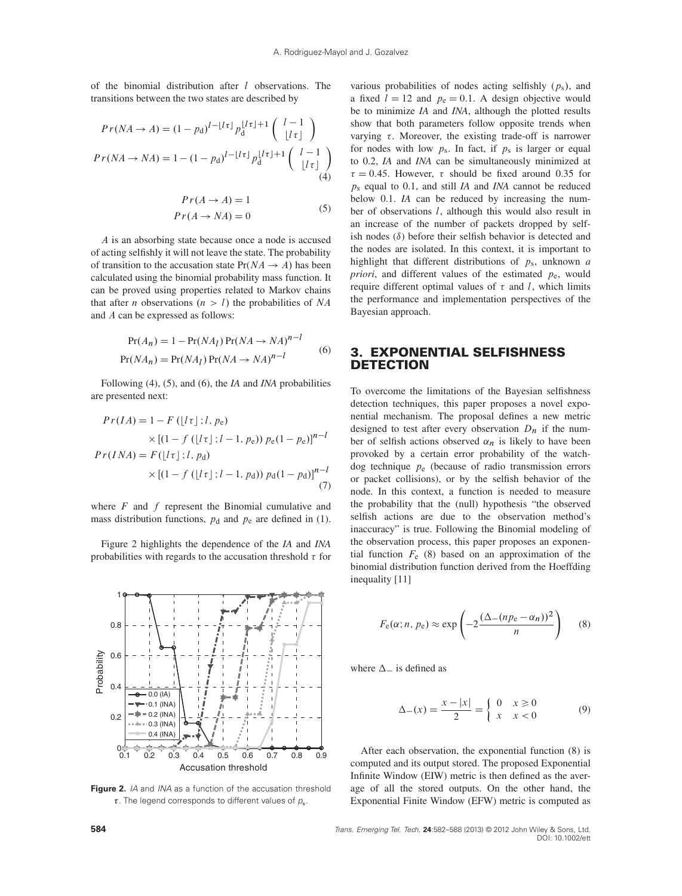of the binomial distribution after $l$ observations. The transitions between the two states are described by

$$
\begin{aligned}
Pr(NA \to A) &= (1-p_\mathrm{d})^{l-\lfloor l\tau \rfloor} p_\mathrm{d}^{\lfloor l\tau \rfloor + 1} \binom{l-1}{\lfloor l\tau \rfloor} \\
Pr(NA \to NA) &= 1 - (1-p_\mathrm{d})^{l-\lfloor l\tau \rfloor} p_\mathrm{d}^{\lfloor l\tau \rfloor + 1} \binom{l-1}{\lfloor l\tau \rfloor}
\end{aligned} \tag{4}
$$

$$
\begin{aligned}
Pr(A \to A) &= 1 \\
Pr(A \to NA) &= 0
\end{aligned} \tag{5}
$$

$A$ is an absorbing state because once a node is accused of acting selfishly it will not leave the state. The probability of transition to the accusation state $\Pr(NA \to A)$ has been calculated using the binomial probability mass function. It can be proved using properties related to Markov chains that after $n$ observations ($n > l$) the probabilities of $NA$ and $A$ can be expressed as follows:

$$
\begin{aligned}
\Pr(A_n) &= 1 - \Pr(NA_l)\Pr(NA \to NA)^{n-l} \\
\Pr(NA_n) &= \Pr(NA_l)\Pr(NA \to NA)^{n-l}
\end{aligned} \tag{6}
$$

Following (4), (5), and (6), the *IA* and *INA* probabilities are presented next:

$$
\begin{aligned}
Pr(IA) = 1 - F&(\lfloor l\tau \rfloor; l, p_\mathrm{e}) \\
&\times \left[(1 - f(\lfloor l\tau \rfloor; l-1, p_\mathrm{e}))\, p_\mathrm{e}(1-p_\mathrm{e})\right]^{n-l} \\
Pr(INA) = F&(\lfloor l\tau \rfloor; l, p_\mathrm{d}) \\
&\times \left[(1 - f(\lfloor l\tau \rfloor; l-1, p_\mathrm{d}))\, p_\mathrm{d}(1-p_\mathrm{d})\right]^{n-l}
\end{aligned} \tag{7}
$$

where $F$ and $f$ represent the Binomial cumulative and mass distribution functions, $p_\mathrm{d}$ and $p_\mathrm{e}$ are defined in (1).

Figure 2 highlights the dependence of the *IA* and *INA* probabilities with regards to the accusation threshold $\tau$ for various probabilities of nodes acting selfishly ($p_\mathrm{s}$), and a fixed $l = 12$ and $p_\mathrm{e} = 0.1$. A design objective would be to minimize *IA* and *INA*, although the plotted results show that both parameters follow opposite trends when varying $\tau$. Moreover, the existing trade-off is narrower for nodes with low $p_\mathrm{s}$. In fact, if $p_\mathrm{s}$ is larger or equal to 0.2, *IA* and *INA* can be simultaneously minimized at $\tau = 0.45$. However, $\tau$ should be fixed around 0.35 for $p_\mathrm{s}$ equal to 0.1, and still *IA* and *INA* cannot be reduced below 0.1. *IA* can be reduced by increasing the number of observations $l$, although this would also result in an increase of the number of packets dropped by selfish nodes ($\delta$) before their selfish behavior is detected and the nodes are isolated. In this context, it is important to highlight that different distributions of $p_\mathrm{s}$, unknown *a priori*, and different values of the estimated $p_\mathrm{e}$, would require different optimal values of $\tau$ and $l$, which limits the performance and implementation perspectives of the Bayesian approach.

Probability
Accusation threshold
0.0 (IA)
0.1 (INA)
0.2 (INA)
0.3 (INA)
0.4 (INA)
0, 0.2, 0.4, 0.6, 0.8, 1
0.1, 0.2, 0.3, 0.4, 0.5, 0.6, 0.7, 0.8, 0.9

**Figure 2.** *IA* and *INA* as a function of the accusation threshold $\tau$. The legend corresponds to different values of $p_\mathrm{s}$.

## 3. EXPONENTIAL SELFISHNESS DETECTION

To overcome the limitations of the Bayesian selfishness detection techniques, this paper proposes a novel exponential mechanism. The proposal defines a new metric designed to test after every observation $D_n$ if the number of selfish actions observed $\alpha_n$ is likely to have been provoked by a certain error probability of the watchdog technique $p_\mathrm{e}$ (because of radio transmission errors or packet collisions), or by the selfish behavior of the node. In this context, a function is needed to measure the probability that the (null) hypothesis "the observed selfish actions are due to the observation method's inaccuracy" is true. Following the Binomial modeling of the observation process, this paper proposes an exponential function $F_\mathrm{e}$ (8) based on an approximation of the binomial distribution function derived from the Hoeffding inequality [11]

$$
F_\mathrm{e}(\alpha; n, p_\mathrm{e}) \approx \exp\left(-2\frac{(\Delta_-(np_\mathrm{e} - \alpha_n))^2}{n}\right) \tag{8}
$$

where $\Delta_-$ is defined as

$$
\Delta_-(x) = \frac{x - |x|}{2} = \begin{cases} 0 & x \geqslant 0 \\ x & x < 0 \end{cases} \tag{9}
$$

After each observation, the exponential function (8) is computed and its output stored. The proposed Exponential Infinite Window (EIW) metric is then defined as the average of all the stored outputs. On the other hand, the Exponential Finite Window (EFW) metric is computed as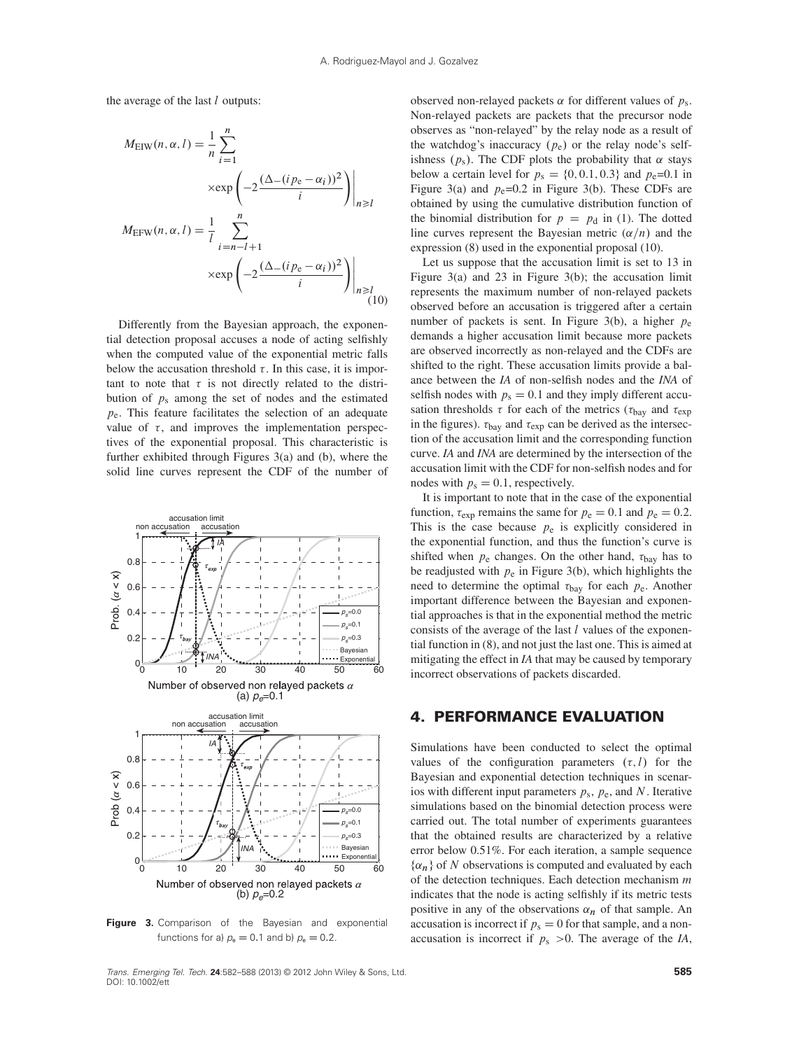the average of the last $l$ outputs:

$$
\begin{aligned}
M_{\text{EIW}}(n,\alpha,l) &= \frac{1}{n}\sum_{i=1}^{n} \times \exp\left(-2\frac{(\Delta_{-}(i\,p_{\text{e}}-\alpha_i))^2}{i}\right)\Bigg|_{n\geqslant l} \\
M_{\text{EFW}}(n,\alpha,l) &= \frac{1}{l}\sum_{i=n-l+1}^{n} \times \exp\left(-2\frac{(\Delta_{-}(i\,p_{\text{e}}-\alpha_i))^2}{i}\right)\Bigg|_{n\geqslant l}
\end{aligned}
\tag{10}
$$

Differently from the Bayesian approach, the exponential detection proposal accuses a node of acting selfishly when the computed value of the exponential metric falls below the accusation threshold $\tau$. In this case, it is important to note that $\tau$ is not directly related to the distribution of $p_{\text{s}}$ among the set of nodes and the estimated $p_{\text{e}}$. This feature facilitates the selection of an adequate value of $\tau$, and improves the implementation perspectives of the exponential proposal. This characteristic is further exhibited through Figures 3(a) and (b), where the solid line curves represent the CDF of the number of observed non-relayed packets $\alpha$ for different values of $p_{\text{s}}$. Non-relayed packets are packets that the precursor node observes as "non-relayed" by the relay node as a result of the watchdog's inaccuracy ($p_{\text{e}}$) or the relay node's selfishness ($p_{\text{s}}$). The CDF plots the probability that $\alpha$ stays below a certain level for $p_{\text{s}} = \{0, 0.1, 0.3\}$ and $p_{\text{e}}$=0.1 in Figure 3(a) and $p_{\text{e}}$=0.2 in Figure 3(b). These CDFs are obtained by using the cumulative distribution function of the binomial distribution for $p = p_{\text{d}}$ in (1). The dotted line curves represent the Bayesian metric ($\alpha/n$) and the expression (8) used in the exponential proposal (10).

accusation limit
non accusation
accusation
IA
$\tau_{exp}$
$\tau_{bay}$
INA
Prob. ($\alpha$ < x)
$p_s$=0.0
$p_s$=0.1
$p_s$=0.3
Bayesian
Exponential
0
10
20
30
40
50
60
0
0.2
0.4
0.6
0.8
1
Number of observed non relayed packets $\alpha$
(a) $p_e$=0.1

accusation limit
non accusation
accusation
IA
$\tau_{exp}$
$\tau_{bay}$
INA
Prob. ($\alpha$ < x)
$p_s$=0.0
$p_s$=0.1
$p_s$=0.3
Bayesian
Exponential
0
10
20
30
40
50
60
0
0.2
0.4
0.6
0.8
1
Number of observed non relayed packets $\alpha$
(b) $p_e$=0.2

**Figure 3.** Comparison of the Bayesian and exponential functions for a) $p_{\text{e}} = 0.1$ and b) $p_{\text{e}} = 0.2$.

Let us suppose that the accusation limit is set to 13 in Figure 3(a) and 23 in Figure 3(b); the accusation limit represents the maximum number of non-relayed packets observed before an accusation is triggered after a certain number of packets is sent. In Figure 3(b), a higher $p_{\text{e}}$ demands a higher accusation limit because more packets are observed incorrectly as non-relayed and the CDFs are shifted to the right. These accusation limits provide a balance between the *IA* of non-selfish nodes and the *INA* of selfish nodes with $p_{\text{s}} = 0.1$ and they imply different accusation thresholds $\tau$ for each of the metrics ($\tau_{\text{bay}}$ and $\tau_{\text{exp}}$ in the figures). $\tau_{\text{bay}}$ and $\tau_{\text{exp}}$ can be derived as the intersection of the accusation limit and the corresponding function curve. *IA* and *INA* are determined by the intersection of the accusation limit with the CDF for non-selfish nodes and for nodes with $p_{\text{s}} = 0.1$, respectively.

It is important to note that in the case of the exponential function, $\tau_{\text{exp}}$ remains the same for $p_{\text{e}} = 0.1$ and $p_{\text{e}} = 0.2$. This is the case because $p_{\text{e}}$ is explicitly considered in the exponential function, and thus the function's curve is shifted when $p_{\text{e}}$ changes. On the other hand, $\tau_{\text{bay}}$ has to be readjusted with $p_{\text{e}}$ in Figure 3(b), which highlights the need to determine the optimal $\tau_{\text{bay}}$ for each $p_{\text{e}}$. Another important difference between the Bayesian and exponential approaches is that in the exponential method the metric consists of the average of the last $l$ values of the exponential function in (8), and not just the last one. This is aimed at mitigating the effect in *IA* that may be caused by temporary incorrect observations of packets discarded.

## 4. PERFORMANCE EVALUATION

Simulations have been conducted to select the optimal values of the configuration parameters $(\tau, l)$ for the Bayesian and exponential detection techniques in scenarios with different input parameters $p_{\text{s}}$, $p_{\text{e}}$, and $N$. Iterative simulations based on the binomial detection process were carried out. The total number of experiments guarantees that the obtained results are characterized by a relative error below 0.51%. For each iteration, a sample sequence $\{\alpha_n\}$ of $N$ observations is computed and evaluated by each of the detection techniques. Each detection mechanism $m$ indicates that the node is acting selfishly if its metric tests positive in any of the observations $\alpha_n$ of that sample. An accusation is incorrect if $p_{\text{s}} = 0$ for that sample, and a non-accusation is incorrect if $p_{\text{s}} > 0$. The average of the *IA*,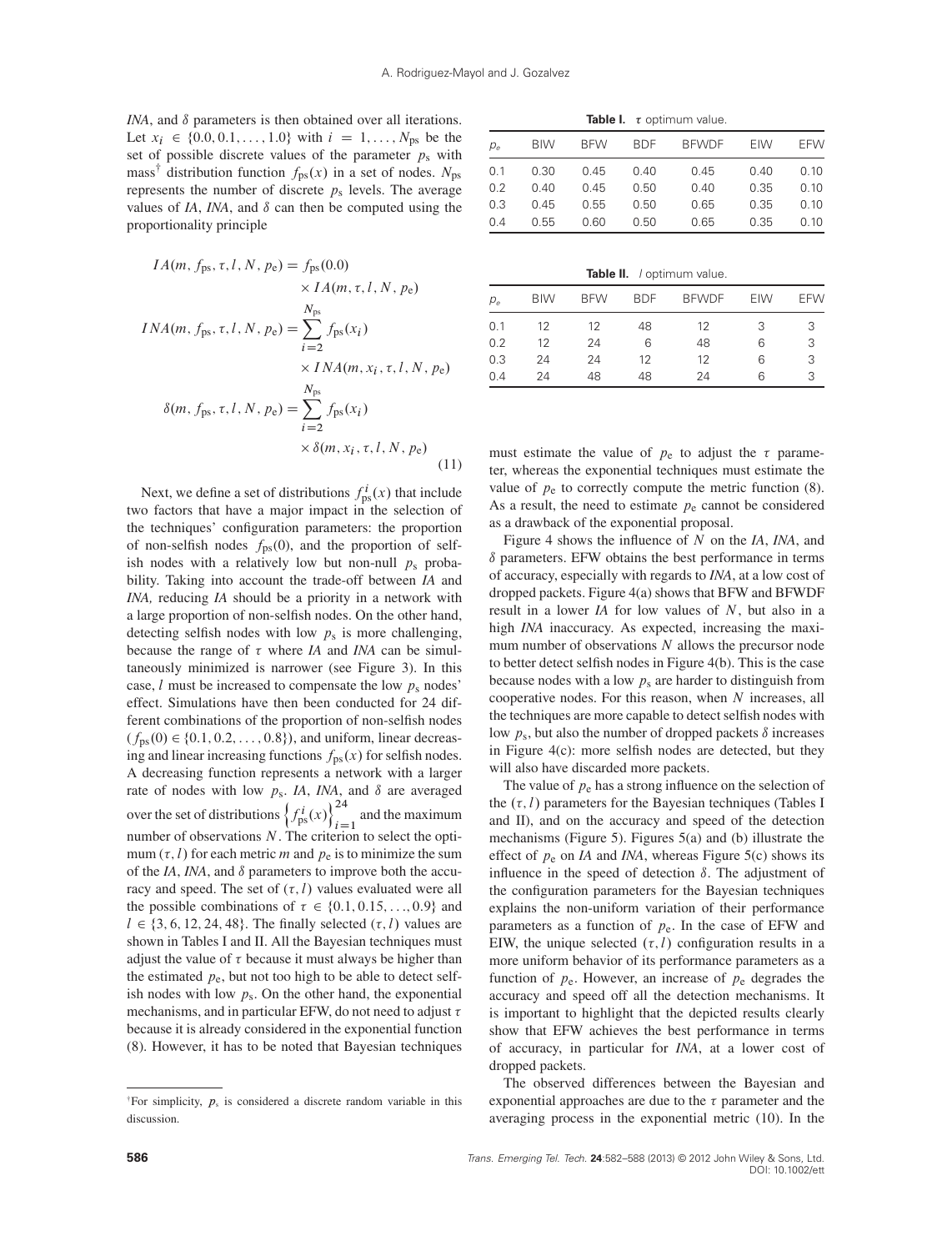*INA*, and $\delta$ parameters is then obtained over all iterations. Let $x_i \in \{0.0, 0.1, \ldots, 1.0\}$ with $i = 1, \ldots, N_{ps}$ be the set of possible discrete values of the parameter $p_s$ with mass[†] distribution function $f_{ps}(x)$ in a set of nodes. $N_{ps}$ represents the number of discrete $p_s$ levels. The average values of *IA*, *INA*, and $\delta$ can then be computed using the proportionality principle

$$
\begin{aligned}
IA(m, f_{ps}, \tau, l, N, p_e) &= f_{ps}(0.0) \\
&\quad \times IA(m, \tau, l, N, p_e) \\
INA(m, f_{ps}, \tau, l, N, p_e) &= \sum_{i=2}^{N_{ps}} f_{ps}(x_i) \\
&\quad \times INA(m, x_i, \tau, l, N, p_e) \\
\delta(m, f_{ps}, \tau, l, N, p_e) &= \sum_{i=2}^{N_{ps}} f_{ps}(x_i) \\
&\quad \times \delta(m, x_i, \tau, l, N, p_e)
\end{aligned} \tag{11}
$$

Next, we define a set of distributions $f_{ps}^{i}(x)$ that include two factors that have a major impact in the selection of the techniques' configuration parameters: the proportion of non-selfish nodes $f_{ps}(0)$, and the proportion of selfish nodes with a relatively low but non-null $p_s$ probability. Taking into account the trade-off between *IA* and *INA*, reducing *IA* should be a priority in a network with a large proportion of non-selfish nodes. On the other hand, detecting selfish nodes with low $p_s$ is more challenging, because the range of $\tau$ where *IA* and *INA* can be simultaneously minimized is narrower (see Figure 3). In this case, $l$ must be increased to compensate the low $p_s$ nodes' effect. Simulations have then been conducted for 24 different combinations of the proportion of non-selfish nodes ($f_{ps}(0) \in \{0.1, 0.2, \ldots, 0.8\}$), and uniform, linear decreasing and linear increasing functions $f_{ps}(x)$ for selfish nodes. A decreasing function represents a network with a larger rate of nodes with low $p_s$. *IA*, *INA*, and $\delta$ are averaged over the set of distributions $\left\{f_{ps}^{i}(x)\right\}_{i=1}^{24}$ and the maximum number of observations $N$. The criterion to select the optimum $(\tau, l)$ for each metric $m$ and $p_e$ is to minimize the sum of the *IA*, *INA*, and $\delta$ parameters to improve both the accuracy and speed. The set of $(\tau, l)$ values evaluated were all the possible combinations of $\tau \in \{0.1, 0.15, \ldots, 0.9\}$ and $l \in \{3, 6, 12, 24, 48\}$. The finally selected $(\tau, l)$ values are shown in Tables I and II. All the Bayesian techniques must adjust the value of $\tau$ because it must always be higher than the estimated $p_e$, but not too high to be able to detect selfish nodes with low $p_s$. On the other hand, the exponential mechanisms, and in particular EFW, do not need to adjust $\tau$ because it is already considered in the exponential function (8). However, it has to be noted that Bayesian techniques must estimate the value of $p_e$ to adjust the $\tau$ parameter, whereas the exponential techniques must estimate the value of $p_e$ to correctly compute the metric function (8). As a result, the need to estimate $p_e$ cannot be considered as a drawback of the exponential proposal.

**Table I.** $\tau$ optimum value.

| $p_e$ | BIW | BFW | BDF | BFWDF | EIW | EFW |
|---|---|---|---|---|---|---|
| 0.1 | 0.30 | 0.45 | 0.40 | 0.45 | 0.40 | 0.10 |
| 0.2 | 0.40 | 0.45 | 0.50 | 0.40 | 0.35 | 0.10 |
| 0.3 | 0.45 | 0.55 | 0.50 | 0.65 | 0.35 | 0.10 |
| 0.4 | 0.55 | 0.60 | 0.50 | 0.65 | 0.35 | 0.10 |

**Table II.** $l$ optimum value.

| $p_e$ | BIW | BFW | BDF | BFWDF | EIW | EFW |
|---|---|---|---|---|---|---|
| 0.1 | 12 | 12 | 48 | 12 | 3 | 3 |
| 0.2 | 12 | 24 | 6 | 48 | 6 | 3 |
| 0.3 | 24 | 24 | 12 | 12 | 6 | 3 |
| 0.4 | 24 | 48 | 48 | 24 | 6 | 3 |

Figure 4 shows the influence of $N$ on the *IA*, *INA*, and $\delta$ parameters. EFW obtains the best performance in terms of accuracy, especially with regards to *INA*, at a low cost of dropped packets. Figure 4(a) shows that BFW and BFWDF result in a lower *IA* for low values of $N$, but also in a high *INA* inaccuracy. As expected, increasing the maximum number of observations $N$ allows the precursor node to better detect selfish nodes in Figure 4(b). This is the case because nodes with a low $p_s$ are harder to distinguish from cooperative nodes. For this reason, when $N$ increases, all the techniques are more capable to detect selfish nodes with low $p_s$, but also the number of dropped packets $\delta$ increases in Figure 4(c): more selfish nodes are detected, but they will also have discarded more packets.

The value of $p_e$ has a strong influence on the selection of the $(\tau, l)$ parameters for the Bayesian techniques (Tables I and II), and on the accuracy and speed of the detection mechanisms (Figure 5). Figures 5(a) and (b) illustrate the effect of $p_e$ on *IA* and *INA*, whereas Figure 5(c) shows its influence in the speed of detection $\delta$. The adjustment of the configuration parameters for the Bayesian techniques explains the non-uniform variation of their performance parameters as a function of $p_e$. In the case of EFW and EIW, the unique selected $(\tau, l)$ configuration results in a more uniform behavior of its performance parameters as a function of $p_e$. However, an increase of $p_e$ degrades the accuracy and speed off all the detection mechanisms. It is important to highlight that the depicted results clearly show that EFW achieves the best performance in terms of accuracy, in particular for *INA*, at a lower cost of dropped packets.

The observed differences between the Bayesian and exponential approaches are due to the $\tau$ parameter and the averaging process in the exponential metric (10). In the

[†] For simplicity, $p_s$ is considered a discrete random variable in this discussion.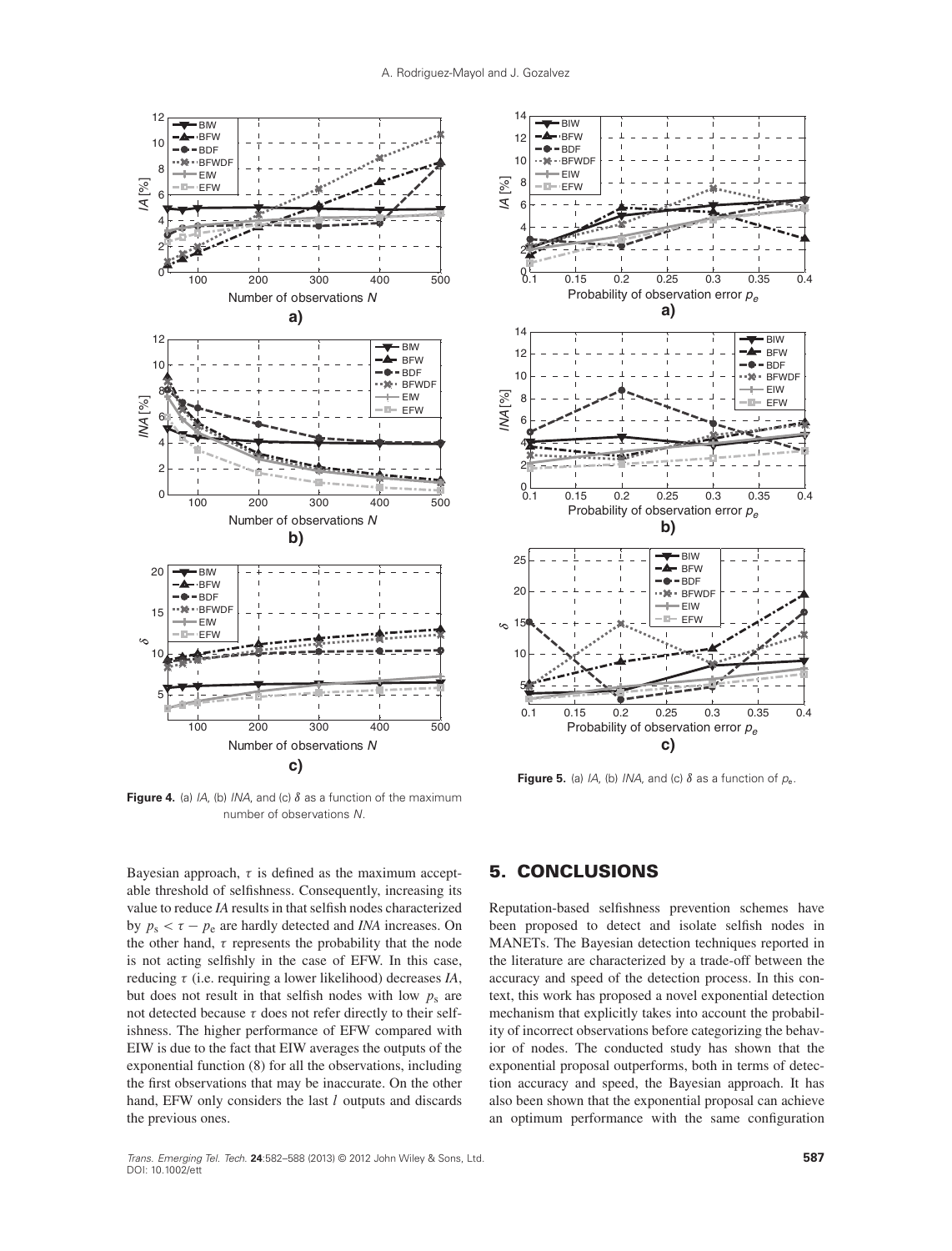BIW
BFW
BDF
BFWDF
EIW
EFW

$IA$ [%]

Number of observations $N$

**a)**

BIW
BFW
BDF
BFWDF
EIW
EFW

$INA$ [%]

Number of observations $N$

**b)**

BIW
BFW
BDF
BFWDF
EIW
EFW

$\delta$

Number of observations $N$

**c)**

**Figure 4.** (a) $IA$, (b) $INA$, and (c) $\delta$ as a function of the maximum number of observations $N$.

BIW
BFW
BDF
BFWDF
EIW
EFW

$IA$ [%]

Probability of observation error $p_e$

**a)**

BIW
BFW
BDF
BFWDF
EIW
EFW

$INA$ [%]

Probability of observation error $p_e$

**b)**

BIW
BFW
BDF
BFWDF
EIW
EFW

$\delta$

Probability of observation error $p_e$

**c)**

**Figure 5.** (a) $IA$, (b) $INA$, and (c) $\delta$ as a function of $p_e$.

Bayesian approach, $\tau$ is defined as the maximum acceptable threshold of selfishness. Consequently, increasing its value to reduce $IA$ results in that selfish nodes characterized by $p_s < \tau - p_e$ are hardly detected and $INA$ increases. On the other hand, $\tau$ represents the probability that the node is not acting selfishly in the case of EFW. In this case, reducing $\tau$ (i.e. requiring a lower likelihood) decreases $IA$, but does not result in that selfish nodes with low $p_s$ are not detected because $\tau$ does not refer directly to their selfishness. The higher performance of EFW compared with EIW is due to the fact that EIW averages the outputs of the exponential function (8) for all the observations, including the first observations that may be inaccurate. On the other hand, EFW only considers the last $l$ outputs and discards the previous ones.

## 5. CONCLUSIONS

Reputation-based selfishness prevention schemes have been proposed to detect and isolate selfish nodes in MANETs. The Bayesian detection techniques reported in the literature are characterized by a trade-off between the accuracy and speed of the detection process. In this context, this work has proposed a novel exponential detection mechanism that explicitly takes into account the probability of incorrect observations before categorizing the behavior of nodes. The conducted study has shown that the exponential proposal outperforms, both in terms of detection accuracy and speed, the Bayesian approach. It has also been shown that the exponential proposal can achieve an optimum performance with the same configuration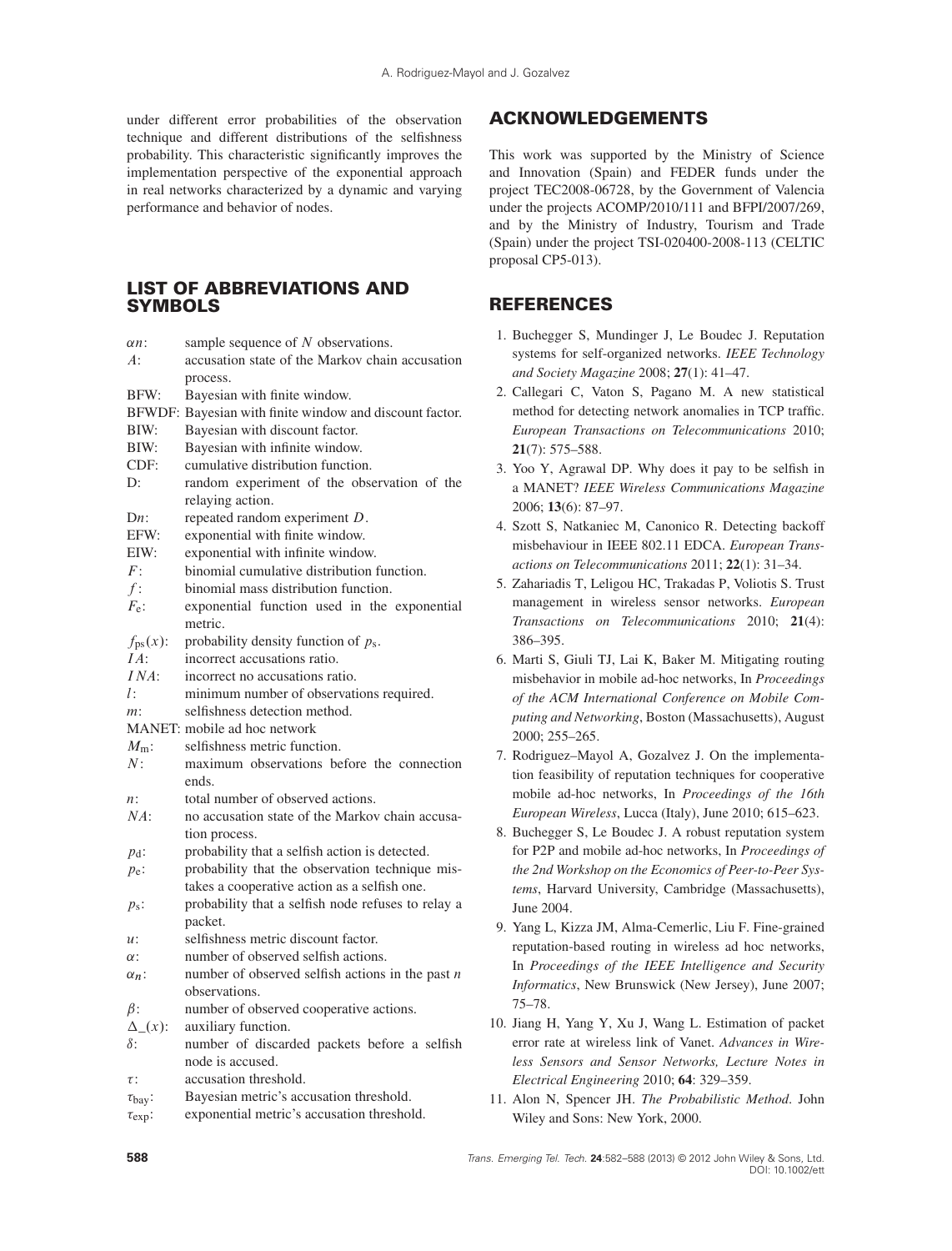under different error probabilities of the observation technique and different distributions of the selfishness probability. This characteristic significantly improves the implementation perspective of the exponential approach in real networks characterized by a dynamic and varying performance and behavior of nodes.

## LIST OF ABBREVIATIONS AND SYMBOLS

- $\alpha n$: sample sequence of $N$ observations.
- $A$: accusation state of the Markov chain accusation process.
- BFW: Bayesian with finite window.
- BFWDF: Bayesian with finite window and discount factor.
- BIW: Bayesian with discount factor.
- BIW: Bayesian with infinite window.
- CDF: cumulative distribution function.
- D: random experiment of the observation of the relaying action.
- D$n$: repeated random experiment $D$.
- EFW: exponential with finite window.
- EIW: exponential with infinite window.
- $F$: binomial cumulative distribution function.
- $f$: binomial mass distribution function.
- $F_{\text{e}}$: exponential function used in the exponential metric.
- $f_{\text{ps}}(x)$: probability density function of $p_{\text{s}}$.
- $IA$: incorrect accusations ratio.
- $INA$: incorrect no accusations ratio.
- $l$: minimum number of observations required.
- $m$: selfishness detection method.
- MANET: mobile ad hoc network
- $M_{\text{m}}$: selfishness metric function.
- $N$: maximum observations before the connection ends.
- $n$: total number of observed actions.
- $NA$: no accusation state of the Markov chain accusation process.
- $p_{\text{d}}$: probability that a selfish action is detected.
- $p_{\text{e}}$: probability that the observation technique mistakes a cooperative action as a selfish one.
- $p_{\text{s}}$: probability that a selfish node refuses to relay a packet.
- $u$: selfishness metric discount factor.
- $\alpha$: number of observed selfish actions.
- $\alpha_n$: number of observed selfish actions in the past $n$ observations.
- $\beta$: number of observed cooperative actions.
- $\Delta\_(x)$: auxiliary function.
- $\delta$: number of discarded packets before a selfish node is accused.
- $\tau$: accusation threshold.
- $\tau_{\text{bay}}$: Bayesian metric's accusation threshold.
- $\tau_{\text{exp}}$: exponential metric's accusation threshold.

## ACKNOWLEDGEMENTS

This work was supported by the Ministry of Science and Innovation (Spain) and FEDER funds under the project TEC2008-06728, by the Government of Valencia under the projects ACOMP/2010/111 and BFPI/2007/269, and by the Ministry of Industry, Tourism and Trade (Spain) under the project TSI-020400-2008-113 (CELTIC proposal CP5-013).

## REFERENCES

1. Buchegger S, Mundinger J, Le Boudec J. Reputation systems for self-organized networks. *IEEE Technology and Society Magazine* 2008; **27**(1): 41–47.
2. Callegari C, Vaton S, Pagano M. A new statistical method for detecting network anomalies in TCP traffic. *European Transactions on Telecommunications* 2010; **21**(7): 575–588.
3. Yoo Y, Agrawal DP. Why does it pay to be selfish in a MANET? *IEEE Wireless Communications Magazine* 2006; **13**(6): 87–97.
4. Szott S, Natkaniec M, Canonico R. Detecting backoff misbehaviour in IEEE 802.11 EDCA. *European Transactions on Telecommunications* 2011; **22**(1): 31–34.
5. Zahariadis T, Leligou HC, Trakadas P, Voliotis S. Trust management in wireless sensor networks. *European Transactions on Telecommunications* 2010; **21**(4): 386–395.
6. Marti S, Giuli TJ, Lai K, Baker M. Mitigating routing misbehavior in mobile ad-hoc networks, In *Proceedings of the ACM International Conference on Mobile Computing and Networking*, Boston (Massachusetts), August 2000; 255–265.
7. Rodriguez–Mayol A, Gozalvez J. On the implementation feasibility of reputation techniques for cooperative mobile ad-hoc networks, In *Proceedings of the 16th European Wireless*, Lucca (Italy), June 2010; 615–623.
8. Buchegger S, Le Boudec J. A robust reputation system for P2P and mobile ad-hoc networks, In *Proceedings of the 2nd Workshop on the Economics of Peer-to-Peer Systems*, Harvard University, Cambridge (Massachusetts), June 2004.
9. Yang L, Kizza JM, Alma-Cemerlic, Liu F. Fine-grained reputation-based routing in wireless ad hoc networks, In *Proceedings of the IEEE Intelligence and Security Informatics*, New Brunswick (New Jersey), June 2007; 75–78.
10. Jiang H, Yang Y, Xu J, Wang L. Estimation of packet error rate at wireless link of Vanet. *Advances in Wireless Sensors and Sensor Networks, Lecture Notes in Electrical Engineering* 2010; **64**: 329–359.
11. Alon N, Spencer JH. *The Probabilistic Method*. John Wiley and Sons: New York, 2000.